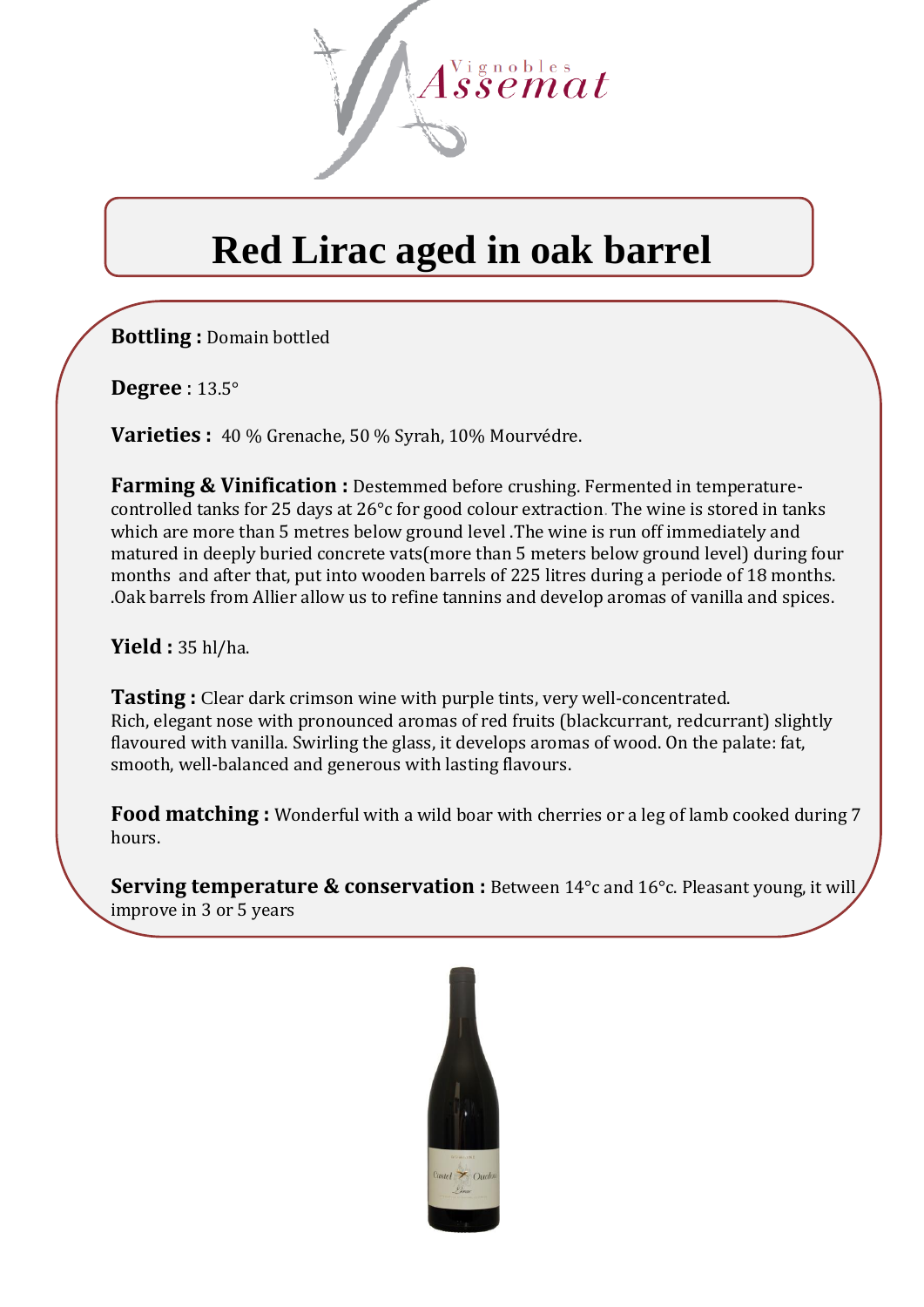Vignobles Assemat

# Red Lirac aged in oak barrel

**Bottling :** Domain bottled

**Degree** : 13.5°

**Varieties :** 40 % Grenache, 50 % Syrah, 10% Mourvédre.

**Farming & Vinification :** Destemmed before crushing. Fermented in temperature-controlled tanks for 25 days at 26°c for good colour extraction. The wine is stored in tanks which are more than 5 metres below ground level .The wine is run off immediately and matured in deeply buried concrete vats(more than 5 meters below ground level) during four months and after that, put into wooden barrels of 225 litres during a periode of 18 months. .Oak barrels from Allier allow us to refine tannins and develop aromas of vanilla and spices.

**Yield :** 35 hl/ha.

**Tasting :** Clear dark crimson wine with purple tints, very well-concentrated.
Rich, elegant nose with pronounced aromas of red fruits (blackcurrant, redcurrant) slightly flavoured with vanilla. Swirling the glass, it develops aromas of wood. On the palate: fat, smooth, well-balanced and generous with lasting flavours.

**Food matching :** Wonderful with a wild boar with cherries or a leg of lamb cooked during 7 hours.

**Serving temperature & conservation :** Between 14°c and 16°c. Pleasant young, it will improve in 3 or 5 years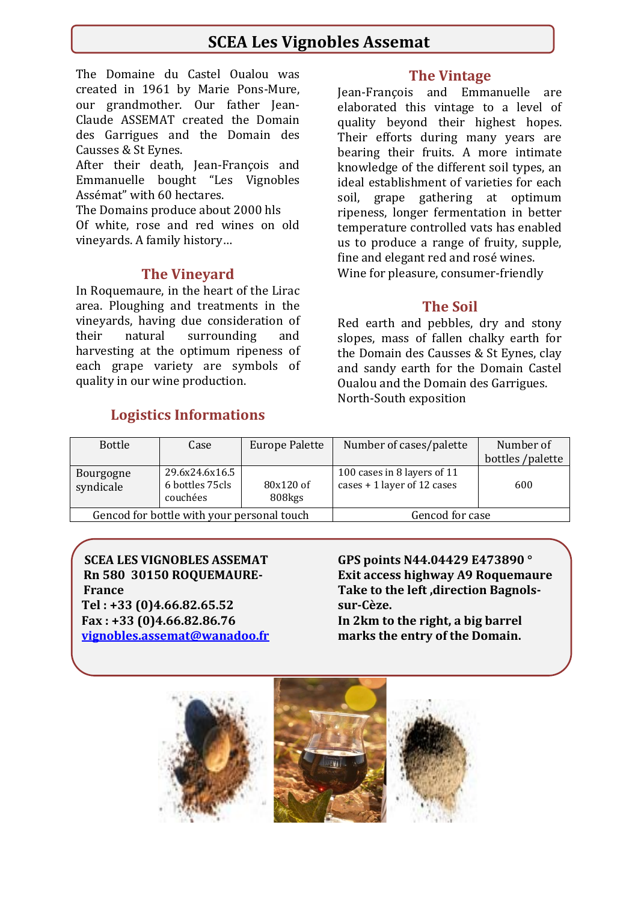# SCEA Les Vignobles Assemat

The Domaine du Castel Oualou was created in 1961 by Marie Pons-Mure, our grandmother. Our father Jean-Claude ASSEMAT created the Domain des Garrigues and the Domain des Causses & St Eynes.
After their death, Jean-François and Emmanuelle bought "Les Vignobles Assémat" with 60 hectares.
The Domains produce about 2000 hls
Of white, rose and red wines on old vineyards. A family history…

## The Vineyard

In Roquemaure, in the heart of the Lirac area. Ploughing and treatments in the vineyards, having due consideration of their natural surrounding and harvesting at the optimum ripeness of each grape variety are symbols of quality in our wine production.

## The Vintage

Jean-François and Emmanuelle are elaborated this vintage to a level of quality beyond their highest hopes. Their efforts during many years are bearing their fruits. A more intimate knowledge of the different soil types, an ideal establishment of varieties for each soil, grape gathering at optimum ripeness, longer fermentation in better temperature controlled vats has enabled us to produce a range of fruity, supple, fine and elegant red and rosé wines.
Wine for pleasure, consumer-friendly

## The Soil

Red earth and pebbles, dry and stony slopes, mass of fallen chalky earth for the Domain des Causses & St Eynes, clay and sandy earth for the Domain Castel Oualou and the Domain des Garrigues.
North-South exposition

## Logistics Informations

| Bottle | Case | Europe Palette | Number of cases/palette | Number of bottles /palette |
|---|---|---|---|---|
| Bourgogne syndicale | 29.6x24.6x16.5 6 bottles 75cls couchées | 80x120 of 808kgs | 100 cases in 8 layers of 11 cases + 1 layer of 12 cases | 600 |
| Gencod for bottle with your personal touch | | | Gencod for case | |

**SCEA LES VIGNOBLES ASSEMAT**
**Rn 580 30150 ROQUEMAURE-France**
**Tel : +33 (0)4.66.82.65.52**
**Fax : +33 (0)4.66.82.86.76**
**vignobles.assemat@wanadoo.fr**

**GPS points N44.04429 E473890 °**
**Exit access highway A9 Roquemaure**
**Take to the left ,direction Bagnols-sur-Cèze.**
**In 2km to the right, a big barrel marks the entry of the Domain.**